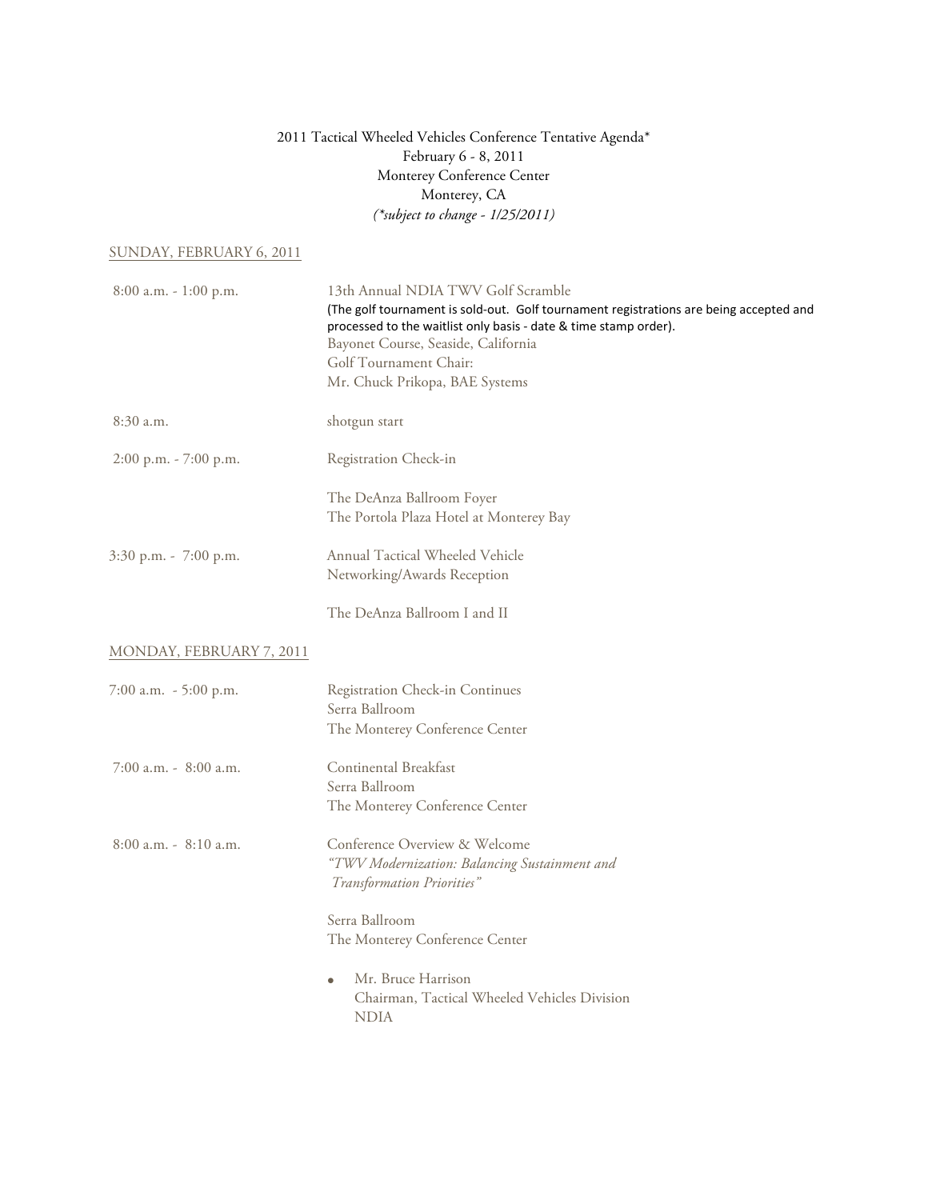2011 Tactical Wheeled Vehicles Conference Tentative Agenda*
February 6 - 8, 2011
Monterey Conference Center
Monterey, CA
*(*subject to change - 1/25/2011)*

## SUNDAY, FEBRUARY 6, 2011

8:00 a.m. - 1:00 p.m.

13th Annual NDIA TWV Golf Scramble
(The golf tournament is sold-out. Golf tournament registrations are being accepted and processed to the waitlist only basis - date & time stamp order).
Bayonet Course, Seaside, California
Golf Tournament Chair:
Mr. Chuck Prikopa, BAE Systems

8:30 a.m.

shotgun start

2:00 p.m. - 7:00 p.m.

Registration Check-in

The DeAnza Ballroom Foyer
The Portola Plaza Hotel at Monterey Bay

3:30 p.m. - 7:00 p.m.

Annual Tactical Wheeled Vehicle
Networking/Awards Reception

The DeAnza Ballroom I and II

## MONDAY, FEBRUARY 7, 2011

7:00 a.m. - 5:00 p.m.

Registration Check-in Continues
Serra Ballroom
The Monterey Conference Center

7:00 a.m. - 8:00 a.m.

Continental Breakfast
Serra Ballroom
The Monterey Conference Center

8:00 a.m. - 8:10 a.m.

Conference Overview & Welcome
*"TWV Modernization: Balancing Sustainment and Transformation Priorities"*

Serra Ballroom
The Monterey Conference Center

- Mr. Bruce Harrison
  Chairman, Tactical Wheeled Vehicles Division
  NDIA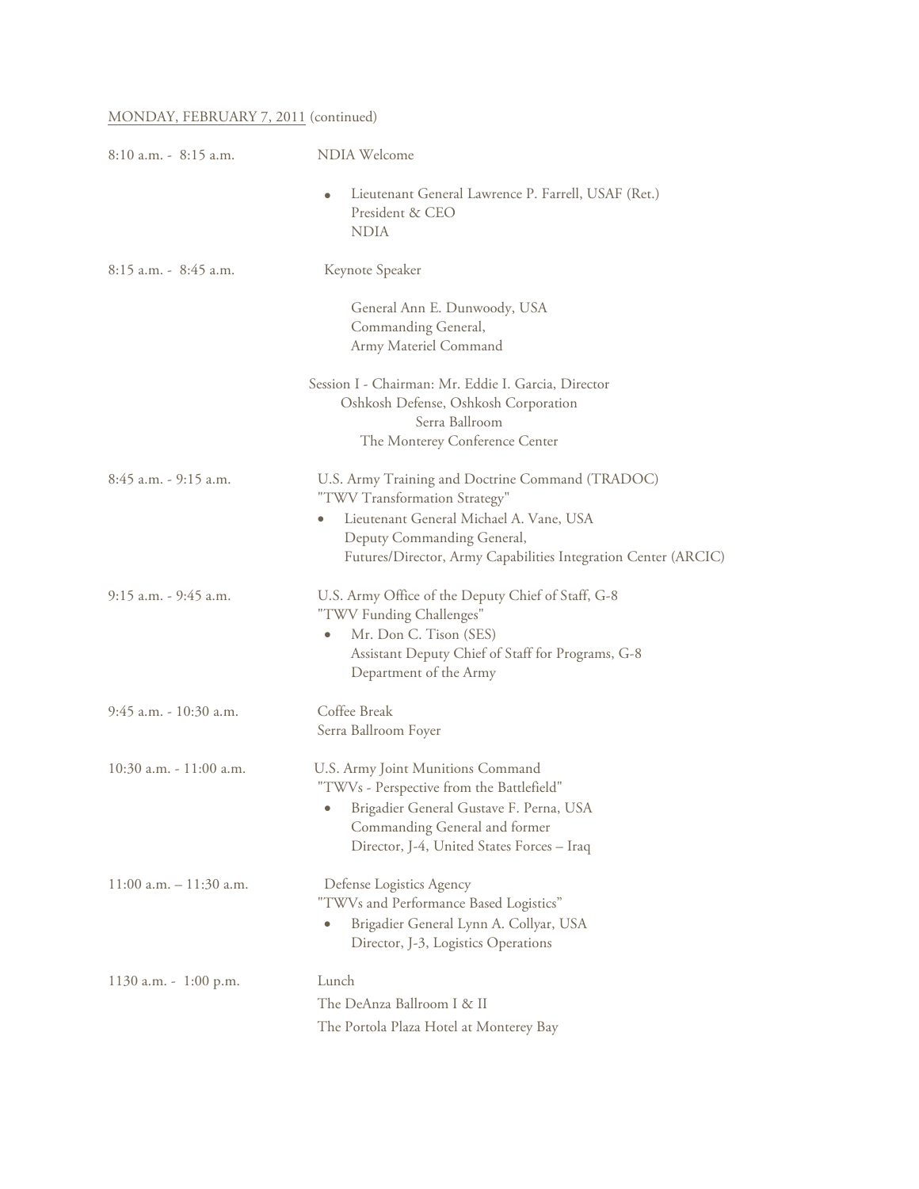MONDAY, FEBRUARY 7, 2011 (continued)

| | |
|---|---|
| 8:10 a.m. - 8:15 a.m. | NDIA Welcome<br>• Lieutenant General Lawrence P. Farrell, USAF (Ret.)<br>President & CEO<br>NDIA |
| 8:15 a.m. - 8:45 a.m. | Keynote Speaker<br>General Ann E. Dunwoody, USA<br>Commanding General,<br>Army Materiel Command |
| | Session I - Chairman: Mr. Eddie I. Garcia, Director<br>Oshkosh Defense, Oshkosh Corporation<br>Serra Ballroom<br>The Monterey Conference Center |
| 8:45 a.m. - 9:15 a.m. | U.S. Army Training and Doctrine Command (TRADOC)<br>"TWV Transformation Strategy"<br>• Lieutenant General Michael A. Vane, USA<br>Deputy Commanding General,<br>Futures/Director, Army Capabilities Integration Center (ARCIC) |
| 9:15 a.m. - 9:45 a.m. | U.S. Army Office of the Deputy Chief of Staff, G-8<br>"TWV Funding Challenges"<br>• Mr. Don C. Tison (SES)<br>Assistant Deputy Chief of Staff for Programs, G-8<br>Department of the Army |
| 9:45 a.m. - 10:30 a.m. | Coffee Break<br>Serra Ballroom Foyer |
| 10:30 a.m. - 11:00 a.m. | U.S. Army Joint Munitions Command<br>"TWVs - Perspective from the Battlefield"<br>• Brigadier General Gustave F. Perna, USA<br>Commanding General and former<br>Director, J-4, United States Forces – Iraq |
| 11:00 a.m. – 11:30 a.m. | Defense Logistics Agency<br>"TWVs and Performance Based Logistics"<br>• Brigadier General Lynn A. Collyar, USA<br>Director, J-3, Logistics Operations |
| 1130 a.m. - 1:00 p.m. | Lunch<br>The DeAnza Ballroom I & II<br>The Portola Plaza Hotel at Monterey Bay |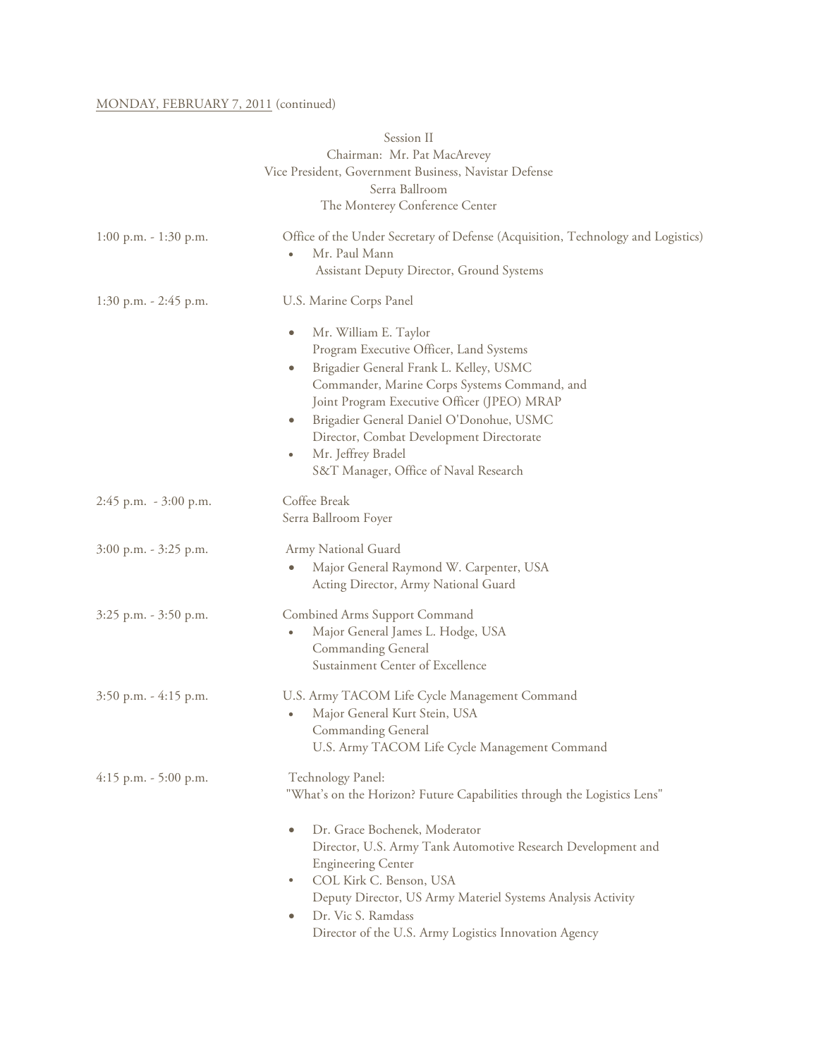MONDAY, FEBRUARY 7, 2011 (continued)

Session II
Chairman: Mr. Pat MacArevey
Vice President, Government Business, Navistar Defense
Serra Ballroom
The Monterey Conference Center

1:00 p.m. - 1:30 p.m. — Office of the Under Secretary of Defense (Acquisition, Technology and Logistics)

- Mr. Paul Mann
  Assistant Deputy Director, Ground Systems

1:30 p.m. - 2:45 p.m. — U.S. Marine Corps Panel

- Mr. William E. Taylor
  Program Executive Officer, Land Systems
- Brigadier General Frank L. Kelley, USMC
  Commander, Marine Corps Systems Command, and
  Joint Program Executive Officer (JPEO) MRAP
- Brigadier General Daniel O'Donohue, USMC
  Director, Combat Development Directorate
- Mr. Jeffrey Bradel
  S&T Manager, Office of Naval Research

2:45 p.m. - 3:00 p.m. — Coffee Break
Serra Ballroom Foyer

3:00 p.m. - 3:25 p.m. — Army National Guard

- Major General Raymond W. Carpenter, USA
  Acting Director, Army National Guard

3:25 p.m. - 3:50 p.m. — Combined Arms Support Command

- Major General James L. Hodge, USA
  Commanding General
  Sustainment Center of Excellence

3:50 p.m. - 4:15 p.m. — U.S. Army TACOM Life Cycle Management Command

- Major General Kurt Stein, USA
  Commanding General
  U.S. Army TACOM Life Cycle Management Command

4:15 p.m. - 5:00 p.m. — Technology Panel:
"What's on the Horizon? Future Capabilities through the Logistics Lens"

- Dr. Grace Bochenek, Moderator
  Director, U.S. Army Tank Automotive Research Development and Engineering Center
- COL Kirk C. Benson, USA
  Deputy Director, US Army Materiel Systems Analysis Activity
- Dr. Vic S. Ramdass
  Director of the U.S. Army Logistics Innovation Agency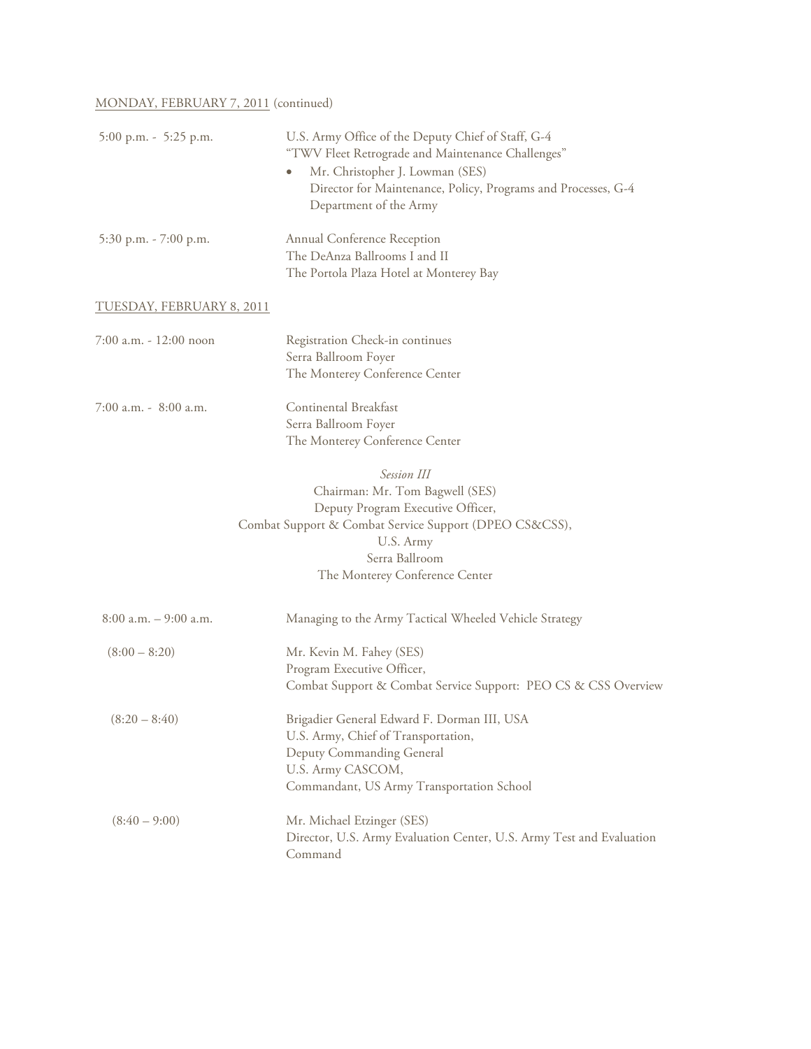MONDAY, FEBRUARY 7, 2011 (continued)

| | |
|---|---|
| 5:00 p.m. - 5:25 p.m. | U.S. Army Office of the Deputy Chief of Staff, G-4<br>"TWV Fleet Retrograde and Maintenance Challenges"<br>• Mr. Christopher J. Lowman (SES)<br>Director for Maintenance, Policy, Programs and Processes, G-4<br>Department of the Army |
| 5:30 p.m. - 7:00 p.m. | Annual Conference Reception<br>The DeAnza Ballrooms I and II<br>The Portola Plaza Hotel at Monterey Bay |

TUESDAY, FEBRUARY 8, 2011

| | |
|---|---|
| 7:00 a.m. - 12:00 noon | Registration Check-in continues<br>Serra Ballroom Foyer<br>The Monterey Conference Center |
| 7:00 a.m. - 8:00 a.m. | Continental Breakfast<br>Serra Ballroom Foyer<br>The Monterey Conference Center |

*Session III*
Chairman: Mr. Tom Bagwell (SES)
Deputy Program Executive Officer,
Combat Support & Combat Service Support (DPEO CS&CSS),
U.S. Army
Serra Ballroom
The Monterey Conference Center

| | |
|---|---|
| 8:00 a.m. – 9:00 a.m. | Managing to the Army Tactical Wheeled Vehicle Strategy |
| (8:00 – 8:20) | Mr. Kevin M. Fahey (SES)<br>Program Executive Officer,<br>Combat Support & Combat Service Support: PEO CS & CSS Overview |
| (8:20 – 8:40) | Brigadier General Edward F. Dorman III, USA<br>U.S. Army, Chief of Transportation,<br>Deputy Commanding General<br>U.S. Army CASCOM,<br>Commandant, US Army Transportation School |
| (8:40 – 9:00) | Mr. Michael Etzinger (SES)<br>Director, U.S. Army Evaluation Center, U.S. Army Test and Evaluation Command |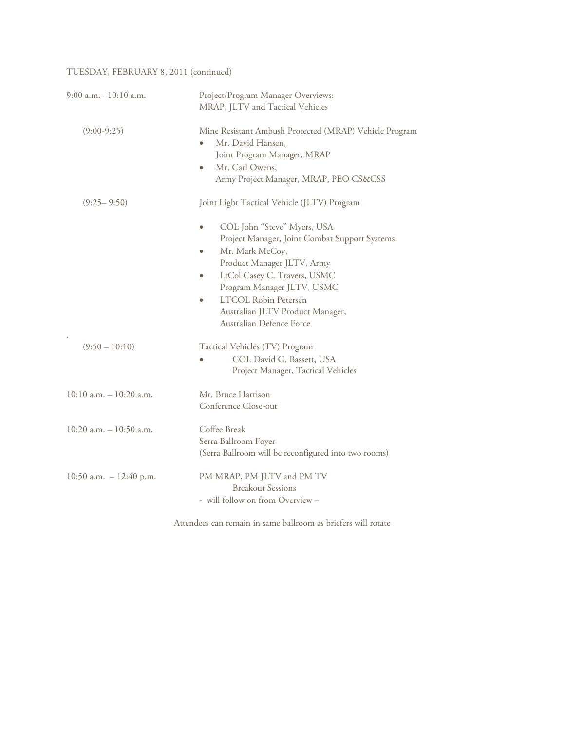TUESDAY, FEBRUARY 8, 2011 (continued)

| | |
|---|---|
| 9:00 a.m. –10:10 a.m. | Project/Program Manager Overviews:<br>MRAP, JLTV and Tactical Vehicles |
| (9:00-9:25) | Mine Resistant Ambush Protected (MRAP) Vehicle Program<br>• Mr. David Hansen,<br>Joint Program Manager, MRAP<br>• Mr. Carl Owens,<br>Army Project Manager, MRAP, PEO CS&CSS |
| (9:25– 9:50) | Joint Light Tactical Vehicle (JLTV) Program<br>• COL John "Steve" Myers, USA<br>Project Manager, Joint Combat Support Systems<br>• Mr. Mark McCoy,<br>Product Manager JLTV, Army<br>• LtCol Casey C. Travers, USMC<br>Program Manager JLTV, USMC<br>• LTCOL Robin Petersen<br>Australian JLTV Product Manager,<br>Australian Defence Force |
| (9:50 – 10:10) | Tactical Vehicles (TV) Program<br>• COL David G. Bassett, USA<br>Project Manager, Tactical Vehicles |
| 10:10 a.m. – 10:20 a.m. | Mr. Bruce Harrison<br>Conference Close-out |
| 10:20 a.m. – 10:50 a.m. | Coffee Break<br>Serra Ballroom Foyer<br>(Serra Ballroom will be reconfigured into two rooms) |
| 10:50 a.m. – 12:40 p.m. | PM MRAP, PM JLTV and PM TV<br>Breakout Sessions<br>- will follow on from Overview – |

Attendees can remain in same ballroom as briefers will rotate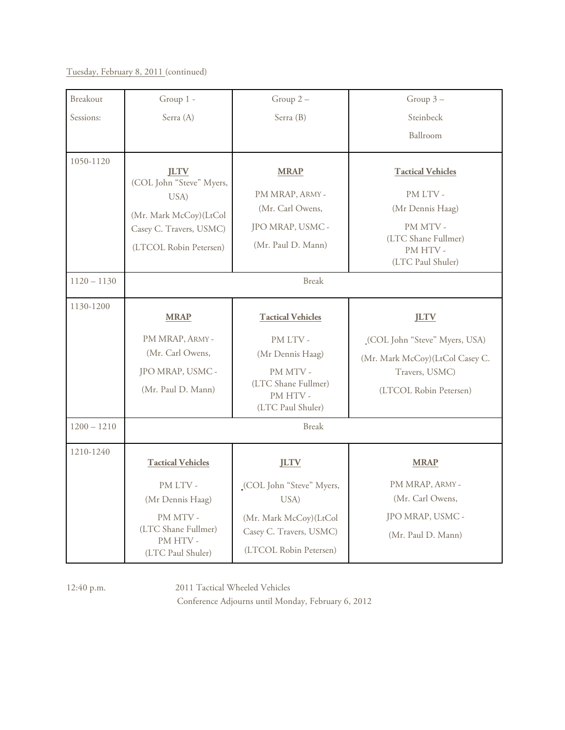Tuesday, February 8, 2011 (continued)

| Breakout Sessions: | Group 1 - Serra (A) | Group 2 – Serra (B) | Group 3 – Steinbeck Ballroom |
|---|---|---|---|
| 1050-1120 | **JLTV** (COL John "Steve" Myers, USA) (Mr. Mark McCoy)(LtCol Casey C. Travers, USMC) (LTCOL Robin Petersen) | **MRAP** PM MRAP, ARMY - (Mr. Carl Owens, JPO MRAP, USMC - (Mr. Paul D. Mann) | **Tactical Vehicles** PM LTV - (Mr Dennis Haag) PM MTV - (LTC Shane Fullmer) PM HTV - (LTC Paul Shuler) |
| 1120 – 1130 | Break | | |
| 1130-1200 | **MRAP** PM MRAP, ARMY - (Mr. Carl Owens, JPO MRAP, USMC - (Mr. Paul D. Mann) | **Tactical Vehicles** PM LTV - (Mr Dennis Haag) PM MTV - (LTC Shane Fullmer) PM HTV - (LTC Paul Shuler) | **JLTV** (COL John "Steve" Myers, USA) (Mr. Mark McCoy)(LtCol Casey C. Travers, USMC) (LTCOL Robin Petersen) |
| 1200 – 1210 | Break | | |
| 1210-1240 | **Tactical Vehicles** PM LTV - (Mr Dennis Haag) PM MTV - (LTC Shane Fullmer) PM HTV - (LTC Paul Shuler) | **JLTV** (COL John "Steve" Myers, USA) (Mr. Mark McCoy)(LtCol Casey C. Travers, USMC) (LTCOL Robin Petersen) | **MRAP** PM MRAP, ARMY - (Mr. Carl Owens, JPO MRAP, USMC - (Mr. Paul D. Mann) |

12:40 p.m. 2011 Tactical Wheeled Vehicles Conference Adjourns until Monday, February 6, 2012